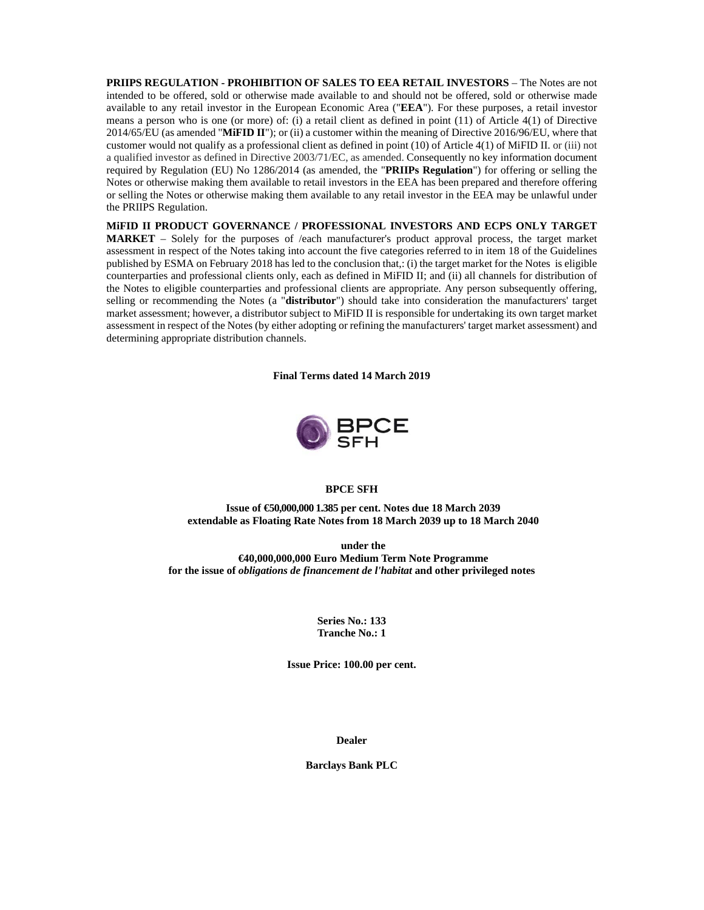**PRIIPS REGULATION - PROHIBITION OF SALES TO EEA RETAIL INVESTORS** – The Notes are not intended to be offered, sold or otherwise made available to and should not be offered, sold or otherwise made available to any retail investor in the European Economic Area ("**EEA**"). For these purposes, a retail investor means a person who is one (or more) of: (i) a retail client as defined in point (11) of Article 4(1) of Directive 2014/65/EU (as amended "**MiFID II**"); or (ii) a customer within the meaning of Directive 2016/96/EU, where that customer would not qualify as a professional client as defined in point (10) of Article 4(1) of MiFID II. or (iii) not a qualified investor as defined in Directive 2003/71/EC, as amended. Consequently no key information document required by Regulation (EU) No 1286/2014 (as amended, the "**PRIIPs Regulation**") for offering or selling the Notes or otherwise making them available to retail investors in the EEA has been prepared and therefore offering or selling the Notes or otherwise making them available to any retail investor in the EEA may be unlawful under the PRIIPS Regulation.

**MiFID II PRODUCT GOVERNANCE / PROFESSIONAL INVESTORS AND ECPS ONLY TARGET MARKET** – Solely for the purposes of /each manufacturer's product approval process, the target market assessment in respect of the Notes taking into account the five categories referred to in item 18 of the Guidelines published by ESMA on February 2018 has led to the conclusion that,: (i) the target market for the Notes is eligible counterparties and professional clients only, each as defined in MiFID II; and (ii) all channels for distribution of the Notes to eligible counterparties and professional clients are appropriate. Any person subsequently offering, selling or recommending the Notes (a "**distributor**") should take into consideration the manufacturers' target market assessment; however, a distributor subject to MiFID II is responsible for undertaking its own target market assessment in respect of the Notes (by either adopting or refining the manufacturers' target market assessment) and determining appropriate distribution channels.

**Final Terms dated 14 March 2019**

BPCE SFH

**BPCE SFH**

**Issue of €50,000,000 1.385 per cent. Notes due 18 March 2039**
**extendable as Floating Rate Notes from 18 March 2039 up to 18 March 2040**

**under the**
**€40,000,000,000 Euro Medium Term Note Programme**
**for the issue of *obligations de financement de l'habitat* and other privileged notes**

**Series No.: 133**
**Tranche No.: 1**

**Issue Price: 100.00 per cent.**

**Dealer**

**Barclays Bank PLC**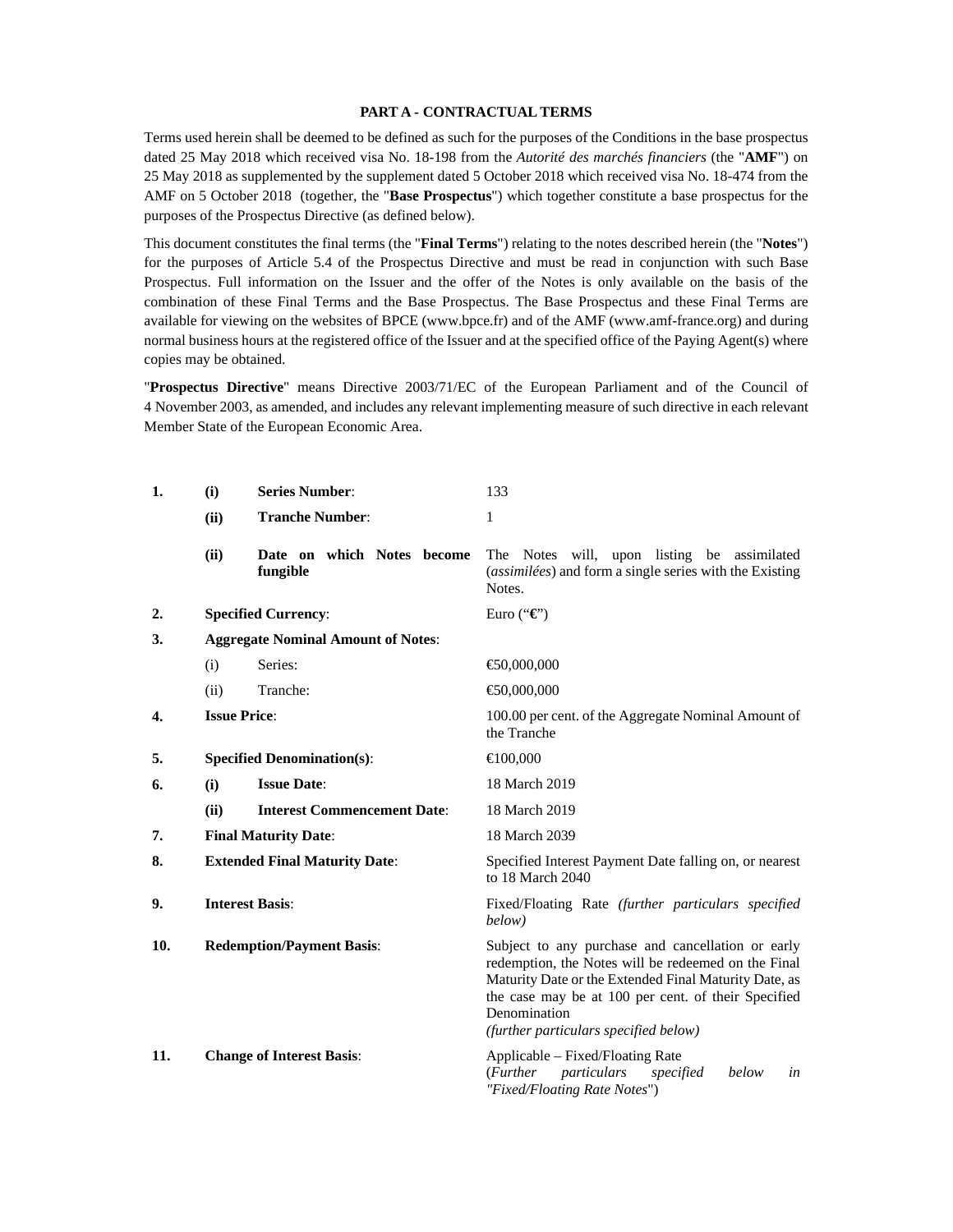**PART A - CONTRACTUAL TERMS**

Terms used herein shall be deemed to be defined as such for the purposes of the Conditions in the base prospectus dated 25 May 2018 which received visa No. 18-198 from the *Autorité des marchés financiers* (the "**AMF**") on 25 May 2018 as supplemented by the supplement dated 5 October 2018 which received visa No. 18-474 from the AMF on 5 October 2018 (together, the "**Base Prospectus**") which together constitute a base prospectus for the purposes of the Prospectus Directive (as defined below).

This document constitutes the final terms (the "**Final Terms**") relating to the notes described herein (the "**Notes**") for the purposes of Article 5.4 of the Prospectus Directive and must be read in conjunction with such Base Prospectus. Full information on the Issuer and the offer of the Notes is only available on the basis of the combination of these Final Terms and the Base Prospectus. The Base Prospectus and these Final Terms are available for viewing on the websites of BPCE (www.bpce.fr) and of the AMF (www.amf-france.org) and during normal business hours at the registered office of the Issuer and at the specified office of the Paying Agent(s) where copies may be obtained.

"**Prospectus Directive**" means Directive 2003/71/EC of the European Parliament and of the Council of 4 November 2003, as amended, and includes any relevant implementing measure of such directive in each relevant Member State of the European Economic Area.

| | | | |
|---|---|---|---|
| **1.** | **(i)** | **Series Number**: | 133 |
| | **(ii)** | **Tranche Number**: | 1 |
| | **(ii)** | **Date on which Notes become fungible** | The Notes will, upon listing be assimilated (*assimilées*) and form a single series with the Existing Notes. |
| **2.** | | **Specified Currency**: | Euro ("**€**") |
| **3.** | | **Aggregate Nominal Amount of Notes**: | |
| | (i) | Series: | €50,000,000 |
| | (ii) | Tranche: | €50,000,000 |
| **4.** | | **Issue Price**: | 100.00 per cent. of the Aggregate Nominal Amount of the Tranche |
| **5.** | | **Specified Denomination(s)**: | €100,000 |
| **6.** | **(i)** | **Issue Date**: | 18 March 2019 |
| | **(ii)** | **Interest Commencement Date**: | 18 March 2019 |
| **7.** | | **Final Maturity Date**: | 18 March 2039 |
| **8.** | | **Extended Final Maturity Date**: | Specified Interest Payment Date falling on, or nearest to 18 March 2040 |
| **9.** | | **Interest Basis**: | Fixed/Floating Rate *(further particulars specified below)* |
| **10.** | | **Redemption/Payment Basis**: | Subject to any purchase and cancellation or early redemption, the Notes will be redeemed on the Final Maturity Date or the Extended Final Maturity Date, as the case may be at 100 per cent. of their Specified Denomination *(further particulars specified below)* |
| **11.** | | **Change of Interest Basis**: | Applicable – Fixed/Floating Rate (*Further particulars specified below in "Fixed/Floating Rate Notes*") |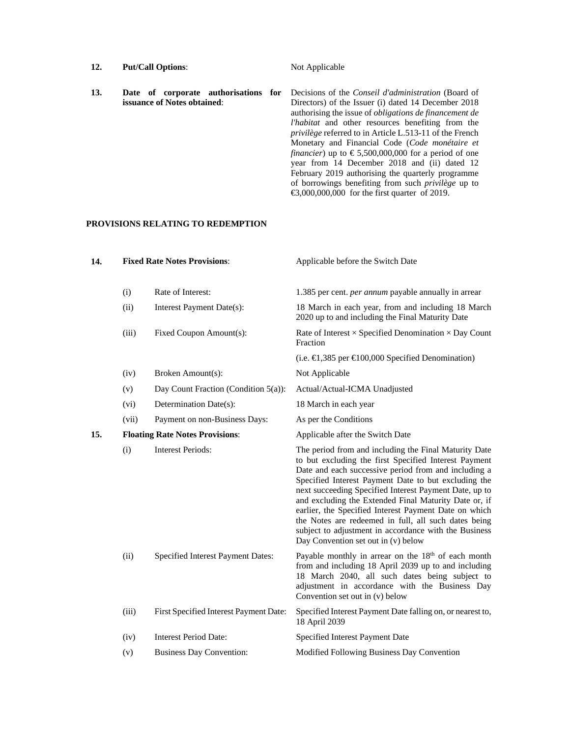| | | |
|---|---|---|
| **12.** | **Put/Call Options**: | Not Applicable |
| **13.** | **Date of corporate authorisations for issuance of Notes obtained**: | Decisions of the *Conseil d'administration* (Board of Directors) of the Issuer (i) dated 14 December 2018 authorising the issue of *obligations de financement de l'habitat* and other resources benefiting from the *privilège* referred to in Article L.513-11 of the French Monetary and Financial Code (*Code monétaire et financier*) up to € 5,500,000,000 for a period of one year from 14 December 2018 and (ii) dated 12 February 2019 authorising the quarterly programme of borrowings benefiting from such *privilège* up to €3,000,000,000 for the first quarter of 2019. |

**PROVISIONS RELATING TO REDEMPTION**

| | | | |
|---|---|---|---|
| **14.** | **Fixed Rate Notes Provisions**: | | Applicable before the Switch Date |
| | (i) | Rate of Interest: | 1.385 per cent. *per annum* payable annually in arrear |
| | (ii) | Interest Payment Date(s): | 18 March in each year, from and including 18 March 2020 up to and including the Final Maturity Date |
| | (iii) | Fixed Coupon Amount(s): | Rate of Interest × Specified Denomination × Day Count Fraction<br><br>(i.e. €1,385 per €100,000 Specified Denomination) |
| | (iv) | Broken Amount(s): | Not Applicable |
| | (v) | Day Count Fraction (Condition 5(a)): | Actual/Actual-ICMA Unadjusted |
| | (vi) | Determination Date(s): | 18 March in each year |
| | (vii) | Payment on non-Business Days: | As per the Conditions |
| **15.** | **Floating Rate Notes Provisions**: | | Applicable after the Switch Date |
| | (i) | Interest Periods: | The period from and including the Final Maturity Date to but excluding the first Specified Interest Payment Date and each successive period from and including a Specified Interest Payment Date to but excluding the next succeeding Specified Interest Payment Date, up to and excluding the Extended Final Maturity Date or, if earlier, the Specified Interest Payment Date on which the Notes are redeemed in full, all such dates being subject to adjustment in accordance with the Business Day Convention set out in (v) below |
| | (ii) | Specified Interest Payment Dates: | Payable monthly in arrear on the 18th of each month from and including 18 April 2039 up to and including 18 March 2040, all such dates being subject to adjustment in accordance with the Business Day Convention set out in (v) below |
| | (iii) | First Specified Interest Payment Date: | Specified Interest Payment Date falling on, or nearest to, 18 April 2039 |
| | (iv) | Interest Period Date: | Specified Interest Payment Date |
| | (v) | Business Day Convention: | Modified Following Business Day Convention |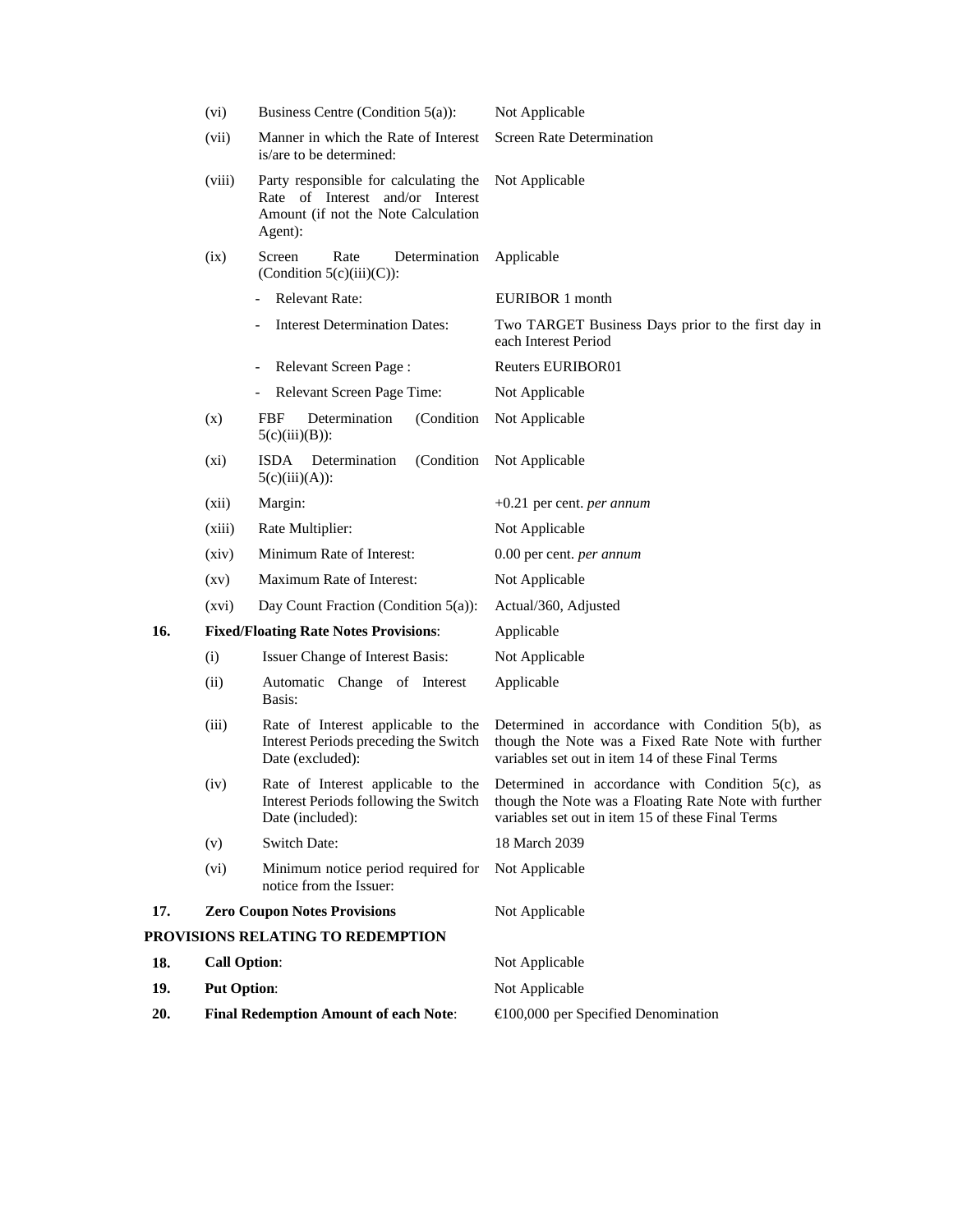| | | | |
|---|---|---|---|
| | (vi) | Business Centre (Condition 5(a)): | Not Applicable |
| | (vii) | Manner in which the Rate of Interest is/are to be determined: | Screen Rate Determination |
| | (viii) | Party responsible for calculating the Rate of Interest and/or Interest Amount (if not the Note Calculation Agent): | Not Applicable |
| | (ix) | Screen Rate Determination (Condition 5(c)(iii)(C)): | Applicable |
| | | - Relevant Rate: | EURIBOR 1 month |
| | | - Interest Determination Dates: | Two TARGET Business Days prior to the first day in each Interest Period |
| | | - Relevant Screen Page : | Reuters EURIBOR01 |
| | | - Relevant Screen Page Time: | Not Applicable |
| | (x) | FBF Determination (Condition 5(c)(iii)(B)): | Not Applicable |
| | (xi) | ISDA Determination (Condition 5(c)(iii)(A)): | Not Applicable |
| | (xii) | Margin: | +0.21 per cent. *per annum* |
| | (xiii) | Rate Multiplier: | Not Applicable |
| | (xiv) | Minimum Rate of Interest: | 0.00 per cent. *per annum* |
| | (xv) | Maximum Rate of Interest: | Not Applicable |
| | (xvi) | Day Count Fraction (Condition 5(a)): | Actual/360, Adjusted |
| **16.** | **Fixed/Floating Rate Notes Provisions**: | | Applicable |
| | (i) | Issuer Change of Interest Basis: | Not Applicable |
| | (ii) | Automatic Change of Interest Basis: | Applicable |
| | (iii) | Rate of Interest applicable to the Interest Periods preceding the Switch Date (excluded): | Determined in accordance with Condition 5(b), as though the Note was a Fixed Rate Note with further variables set out in item 14 of these Final Terms |
| | (iv) | Rate of Interest applicable to the Interest Periods following the Switch Date (included): | Determined in accordance with Condition 5(c), as though the Note was a Floating Rate Note with further variables set out in item 15 of these Final Terms |
| | (v) | Switch Date: | 18 March 2039 |
| | (vi) | Minimum notice period required for notice from the Issuer: | Not Applicable |
| **17.** | **Zero Coupon Notes Provisions** | | Not Applicable |

**PROVISIONS RELATING TO REDEMPTION**

| | | |
|---|---|---|
| **18.** | **Call Option**: | Not Applicable |
| **19.** | **Put Option**: | Not Applicable |
| **20.** | **Final Redemption Amount of each Note**: | €100,000 per Specified Denomination |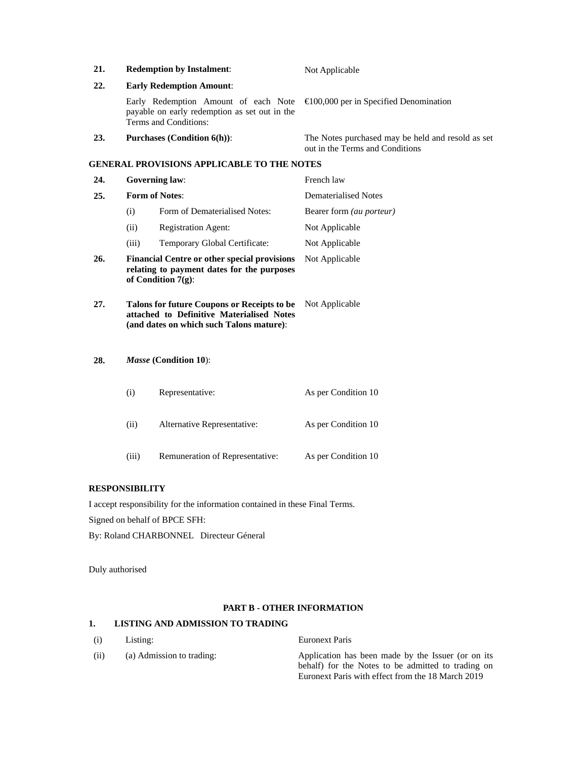| | | |
|---|---|---|
| **21.** | **Redemption by Instalment**: | Not Applicable |
| **22.** | **Early Redemption Amount**: | |
| | Early Redemption Amount of each Note payable on early redemption as set out in the Terms and Conditions: | €100,000 per in Specified Denomination |
| **23.** | **Purchases (Condition 6(h))**: | The Notes purchased may be held and resold as set out in the Terms and Conditions |

**GENERAL PROVISIONS APPLICABLE TO THE NOTES**

| | | |
|---|---|---|
| **24.** | **Governing law**: | French law |
| **25.** | **Form of Notes**: | Dematerialised Notes |
| | (i) Form of Dematerialised Notes: | Bearer form *(au porteur)* |
| | (ii) Registration Agent: | Not Applicable |
| | (iii) Temporary Global Certificate: | Not Applicable |
| **26.** | **Financial Centre or other special provisions relating to payment dates for the purposes of Condition 7(g)**: | Not Applicable |
| **27.** | **Talons for future Coupons or Receipts to be attached to Definitive Materialised Notes (and dates on which such Talons mature)**: | Not Applicable |
| **28.** | ***Masse* (Condition 10)**: | |
| | (i) Representative: | As per Condition 10 |
| | (ii) Alternative Representative: | As per Condition 10 |
| | (iii) Remuneration of Representative: | As per Condition 10 |

**RESPONSIBILITY**

I accept responsibility for the information contained in these Final Terms.

Signed on behalf of BPCE SFH:

By: Roland CHARBONNEL Directeur Géneral

Duly authorised

**PART B - OTHER INFORMATION**

**1. LISTING AND ADMISSION TO TRADING**

| | | |
|---|---|---|
| (i) | Listing: | Euronext Paris |
| (ii) | (a) Admission to trading: | Application has been made by the Issuer (or on its behalf) for the Notes to be admitted to trading on Euronext Paris with effect from the 18 March 2019 |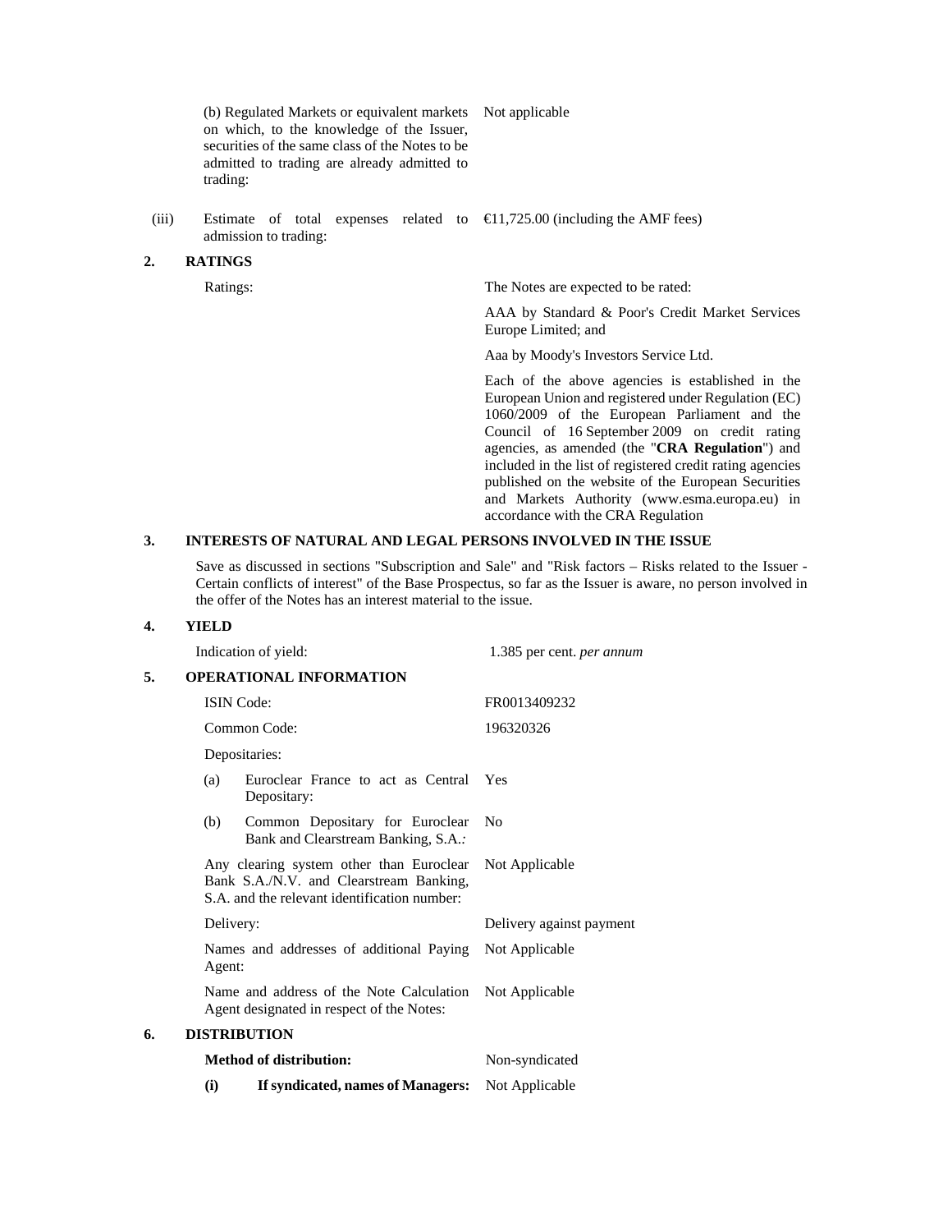| | |
|---|---|
| (b) Regulated Markets or equivalent markets on which, to the knowledge of the Issuer, securities of the same class of the Notes to be admitted to trading are already admitted to trading: | Not applicable |
| (iii) Estimate of total expenses related to admission to trading: | €11,725.00 (including the AMF fees) |

## 2. RATINGS

| | |
|---|---|
| Ratings: | The Notes are expected to be rated:<br><br>AAA by Standard & Poor's Credit Market Services Europe Limited; and<br><br>Aaa by Moody's Investors Service Ltd.<br><br>Each of the above agencies is established in the European Union and registered under Regulation (EC) 1060/2009 of the European Parliament and the Council of 16 September 2009 on credit rating agencies, as amended (the "**CRA Regulation**") and included in the list of registered credit rating agencies published on the website of the European Securities and Markets Authority (www.esma.europa.eu) in accordance with the CRA Regulation |

## 3. INTERESTS OF NATURAL AND LEGAL PERSONS INVOLVED IN THE ISSUE

Save as discussed in sections "Subscription and Sale" and "Risk factors – Risks related to the Issuer - Certain conflicts of interest" of the Base Prospectus, so far as the Issuer is aware, no person involved in the offer of the Notes has an interest material to the issue.

## 4. YIELD

| | |
|---|---|
| Indication of yield: | 1.385 per cent. *per annum* |

## 5. OPERATIONAL INFORMATION

| | |
|---|---|
| ISIN Code: | FR0013409232 |
| Common Code: | 196320326 |
| Depositaries: | |
| (a) Euroclear France to act as Central Depositary: | Yes |
| (b) Common Depositary for Euroclear Bank and Clearstream Banking, S.A.: | No |
| Any clearing system other than Euroclear Bank S.A./N.V. and Clearstream Banking, S.A. and the relevant identification number: | Not Applicable |
| Delivery: | Delivery against payment |
| Names and addresses of additional Paying Agent: | Not Applicable |
| Name and address of the Note Calculation Agent designated in respect of the Notes: | Not Applicable |

## 6. DISTRIBUTION

| | |
|---|---|
| **Method of distribution:** | Non-syndicated |
| **(i) If syndicated, names of Managers:** | Not Applicable |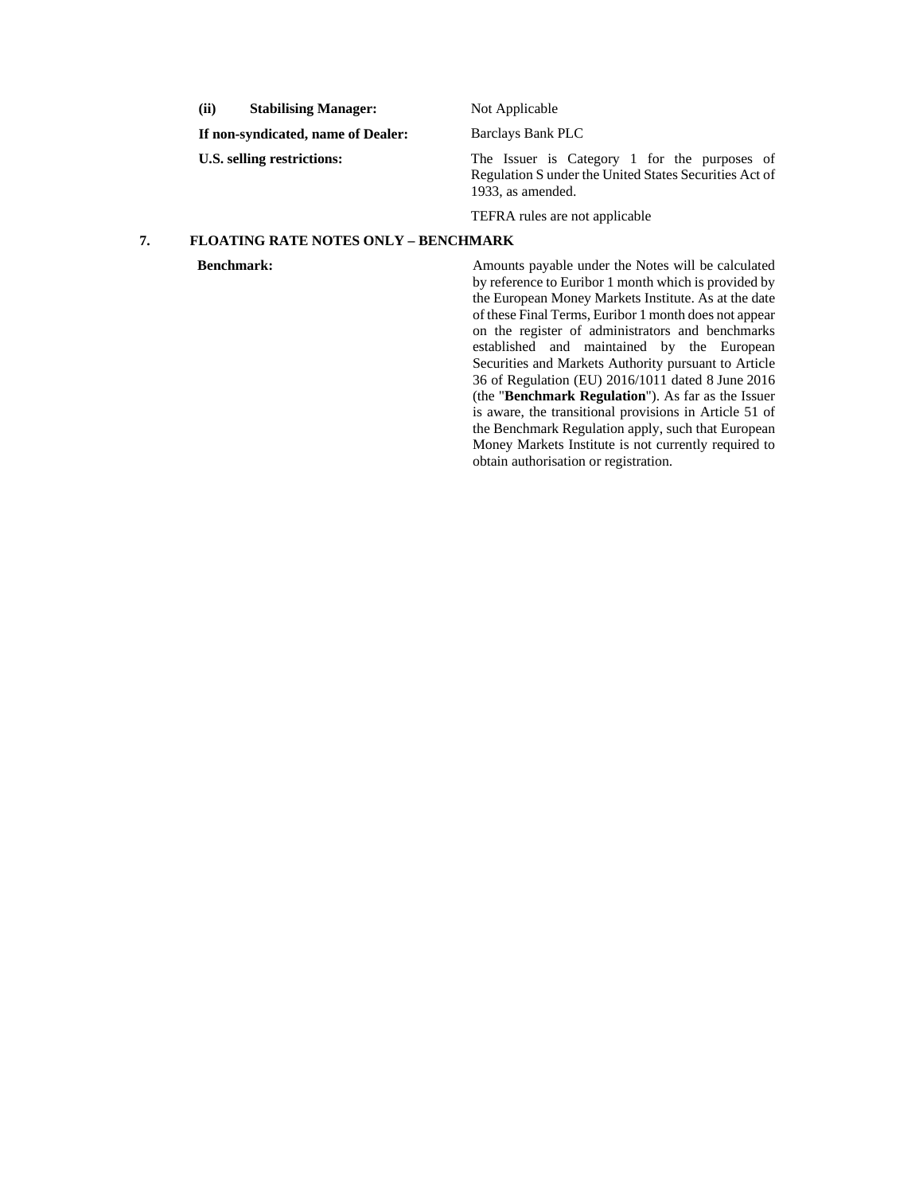| | |
|---|---|
| **(ii) Stabilising Manager:** | Not Applicable |
| **If non-syndicated, name of Dealer:** | Barclays Bank PLC |
| **U.S. selling restrictions:** | The Issuer is Category 1 for the purposes of Regulation S under the United States Securities Act of 1933, as amended.<br><br>TEFRA rules are not applicable |

## 7. FLOATING RATE NOTES ONLY – BENCHMARK

| | |
|---|---|
| **Benchmark:** | Amounts payable under the Notes will be calculated by reference to Euribor 1 month which is provided by the European Money Markets Institute. As at the date of these Final Terms, Euribor 1 month does not appear on the register of administrators and benchmarks established and maintained by the European Securities and Markets Authority pursuant to Article 36 of Regulation (EU) 2016/1011 dated 8 June 2016 (the "**Benchmark Regulation**"). As far as the Issuer is aware, the transitional provisions in Article 51 of the Benchmark Regulation apply, such that European Money Markets Institute is not currently required to obtain authorisation or registration. |